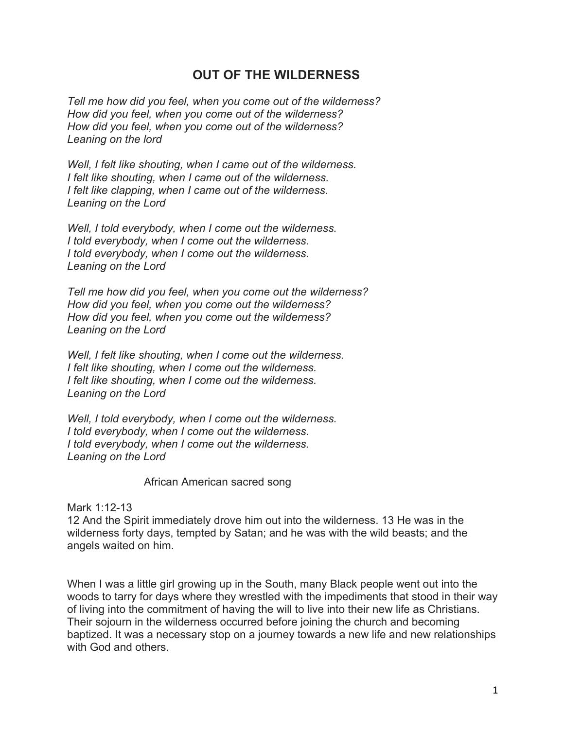# OUT OF THE WILDERNESS

*Tell me how did you feel, when you come out of the wilderness?*
*How did you feel, when you come out of the wilderness?*
*How did you feel, when you come out of the wilderness?*
*Leaning on the lord*

*Well, I felt like shouting, when I came out of the wilderness.*
*I felt like shouting, when I came out of the wilderness.*
*I felt like clapping, when I came out of the wilderness.*
*Leaning on the Lord*

*Well, I told everybody, when I come out the wilderness.*
*I told everybody, when I come out the wilderness.*
*I told everybody, when I come out the wilderness.*
*Leaning on the Lord*

*Tell me how did you feel, when you come out the wilderness?*
*How did you feel, when you come out the wilderness?*
*How did you feel, when you come out the wilderness?*
*Leaning on the Lord*

*Well, I felt like shouting, when I come out the wilderness.*
*I felt like shouting, when I come out the wilderness.*
*I felt like shouting, when I come out the wilderness.*
*Leaning on the Lord*

*Well, I told everybody, when I come out the wilderness.*
*I told everybody, when I come out the wilderness.*
*I told everybody, when I come out the wilderness.*
*Leaning on the Lord*

African American sacred song

Mark 1:12-13
12 And the Spirit immediately drove him out into the wilderness. 13 He was in the wilderness forty days, tempted by Satan; and he was with the wild beasts; and the angels waited on him.

When I was a little girl growing up in the South, many Black people went out into the woods to tarry for days where they wrestled with the impediments that stood in their way of living into the commitment of having the will to live into their new life as Christians. Their sojourn in the wilderness occurred before joining the church and becoming baptized. It was a necessary stop on a journey towards a new life and new relationships with God and others.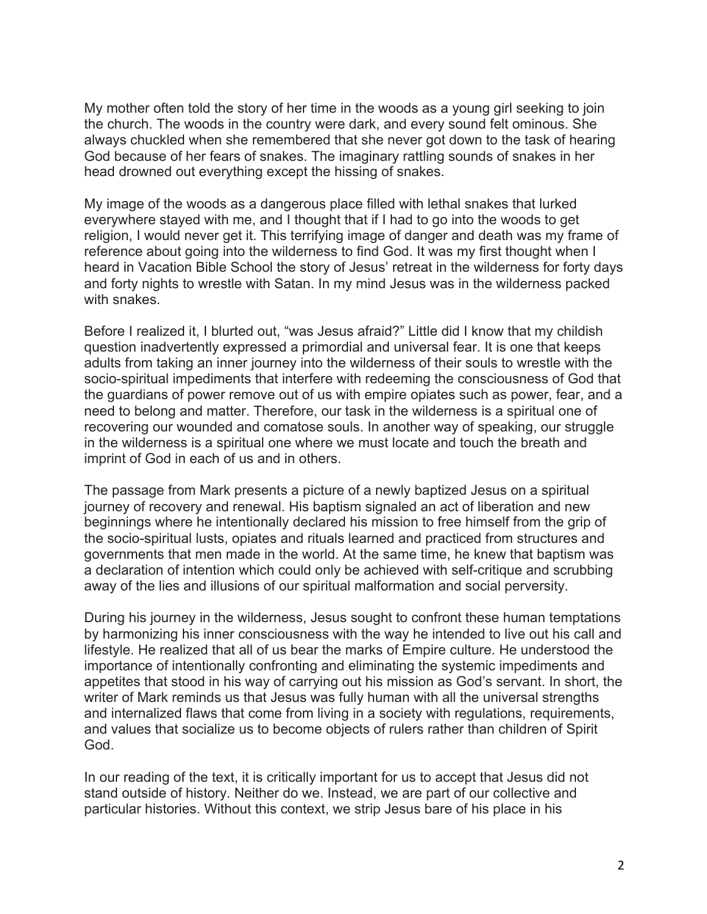My mother often told the story of her time in the woods as a young girl seeking to join the church. The woods in the country were dark, and every sound felt ominous. She always chuckled when she remembered that she never got down to the task of hearing God because of her fears of snakes. The imaginary rattling sounds of snakes in her head drowned out everything except the hissing of snakes.

My image of the woods as a dangerous place filled with lethal snakes that lurked everywhere stayed with me, and I thought that if I had to go into the woods to get religion, I would never get it. This terrifying image of danger and death was my frame of reference about going into the wilderness to find God. It was my first thought when I heard in Vacation Bible School the story of Jesus' retreat in the wilderness for forty days and forty nights to wrestle with Satan. In my mind Jesus was in the wilderness packed with snakes.

Before I realized it, I blurted out, "was Jesus afraid?" Little did I know that my childish question inadvertently expressed a primordial and universal fear. It is one that keeps adults from taking an inner journey into the wilderness of their souls to wrestle with the socio-spiritual impediments that interfere with redeeming the consciousness of God that the guardians of power remove out of us with empire opiates such as power, fear, and a need to belong and matter. Therefore, our task in the wilderness is a spiritual one of recovering our wounded and comatose souls. In another way of speaking, our struggle in the wilderness is a spiritual one where we must locate and touch the breath and imprint of God in each of us and in others.

The passage from Mark presents a picture of a newly baptized Jesus on a spiritual journey of recovery and renewal. His baptism signaled an act of liberation and new beginnings where he intentionally declared his mission to free himself from the grip of the socio-spiritual lusts, opiates and rituals learned and practiced from structures and governments that men made in the world. At the same time, he knew that baptism was a declaration of intention which could only be achieved with self-critique and scrubbing away of the lies and illusions of our spiritual malformation and social perversity.

During his journey in the wilderness, Jesus sought to confront these human temptations by harmonizing his inner consciousness with the way he intended to live out his call and lifestyle. He realized that all of us bear the marks of Empire culture. He understood the importance of intentionally confronting and eliminating the systemic impediments and appetites that stood in his way of carrying out his mission as God's servant. In short, the writer of Mark reminds us that Jesus was fully human with all the universal strengths and internalized flaws that come from living in a society with regulations, requirements, and values that socialize us to become objects of rulers rather than children of Spirit God.

In our reading of the text, it is critically important for us to accept that Jesus did not stand outside of history. Neither do we. Instead, we are part of our collective and particular histories. Without this context, we strip Jesus bare of his place in his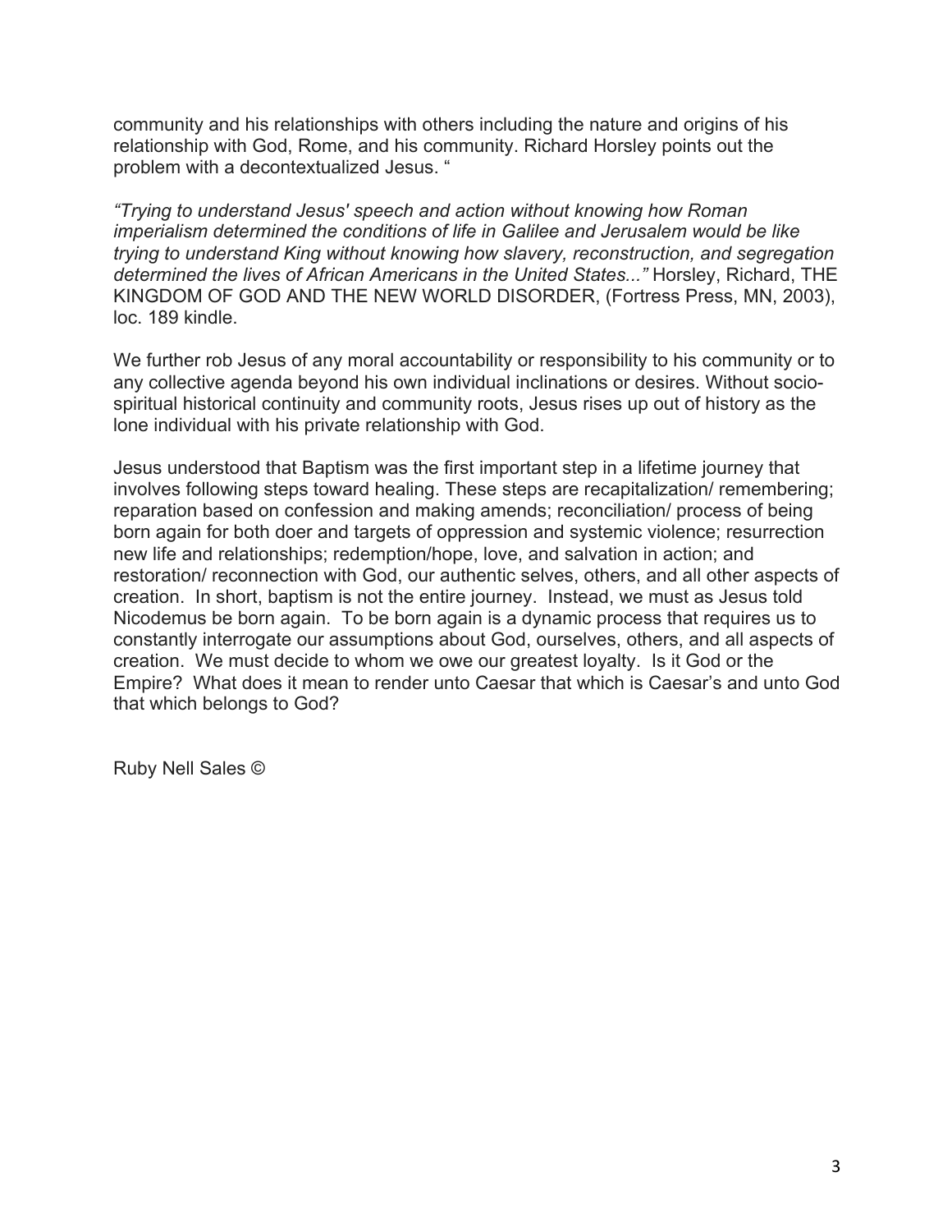community and his relationships with others including the nature and origins of his relationship with God, Rome, and his community. Richard Horsley points out the problem with a decontextualized Jesus. "

*"Trying to understand Jesus' speech and action without knowing how Roman imperialism determined the conditions of life in Galilee and Jerusalem would be like trying to understand King without knowing how slavery, reconstruction, and segregation determined the lives of African Americans in the United States..."* Horsley, Richard, THE KINGDOM OF GOD AND THE NEW WORLD DISORDER, (Fortress Press, MN, 2003), loc. 189 kindle.

We further rob Jesus of any moral accountability or responsibility to his community or to any collective agenda beyond his own individual inclinations or desires. Without socio-spiritual historical continuity and community roots, Jesus rises up out of history as the lone individual with his private relationship with God.

Jesus understood that Baptism was the first important step in a lifetime journey that involves following steps toward healing. These steps are recapitalization/ remembering; reparation based on confession and making amends; reconciliation/ process of being born again for both doer and targets of oppression and systemic violence; resurrection new life and relationships; redemption/hope, love, and salvation in action; and restoration/ reconnection with God, our authentic selves, others, and all other aspects of creation. In short, baptism is not the entire journey. Instead, we must as Jesus told Nicodemus be born again. To be born again is a dynamic process that requires us to constantly interrogate our assumptions about God, ourselves, others, and all aspects of creation. We must decide to whom we owe our greatest loyalty. Is it God or the Empire? What does it mean to render unto Caesar that which is Caesar's and unto God that which belongs to God?

Ruby Nell Sales ©